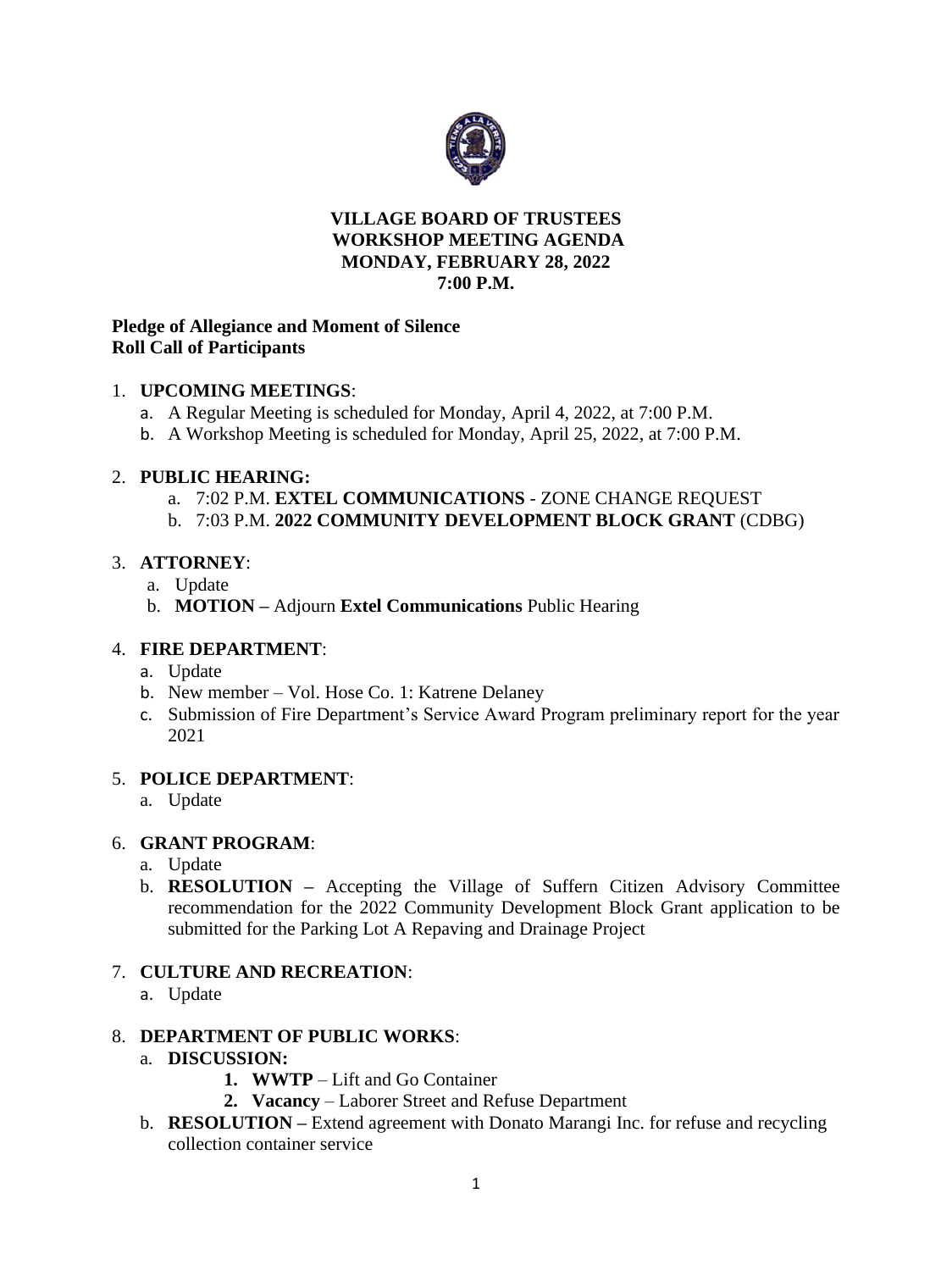# VILLAGE BOARD OF TRUSTEES
## WORKSHOP MEETING AGENDA
## MONDAY, FEBRUARY 28, 2022
## 7:00 P.M.

**Pledge of Allegiance and Moment of Silence**
**Roll Call of Participants**

1. **UPCOMING MEETINGS**:
   a. A Regular Meeting is scheduled for Monday, April 4, 2022, at 7:00 P.M.
   b. A Workshop Meeting is scheduled for Monday, April 25, 2022, at 7:00 P.M.

2. **PUBLIC HEARING:**
   a. 7:02 P.M. **EXTEL COMMUNICATIONS** - ZONE CHANGE REQUEST
   b. 7:03 P.M. **2022 COMMUNITY DEVELOPMENT BLOCK GRANT** (CDBG)

3. **ATTORNEY**:
   a. Update
   b. **MOTION –** Adjourn **Extel Communications** Public Hearing

4. **FIRE DEPARTMENT**:
   a. Update
   b. New member – Vol. Hose Co. 1: Katrene Delaney
   c. Submission of Fire Department's Service Award Program preliminary report for the year 2021

5. **POLICE DEPARTMENT**:
   a. Update

6. **GRANT PROGRAM**:
   a. Update
   b. **RESOLUTION –** Accepting the Village of Suffern Citizen Advisory Committee recommendation for the 2022 Community Development Block Grant application to be submitted for the Parking Lot A Repaving and Drainage Project

7. **CULTURE AND RECREATION**:
   a. Update

8. **DEPARTMENT OF PUBLIC WORKS**:
   a. **DISCUSSION:**
      1. **WWTP** – Lift and Go Container
      2. **Vacancy** – Laborer Street and Refuse Department
   b. **RESOLUTION –** Extend agreement with Donato Marangi Inc. for refuse and recycling collection container service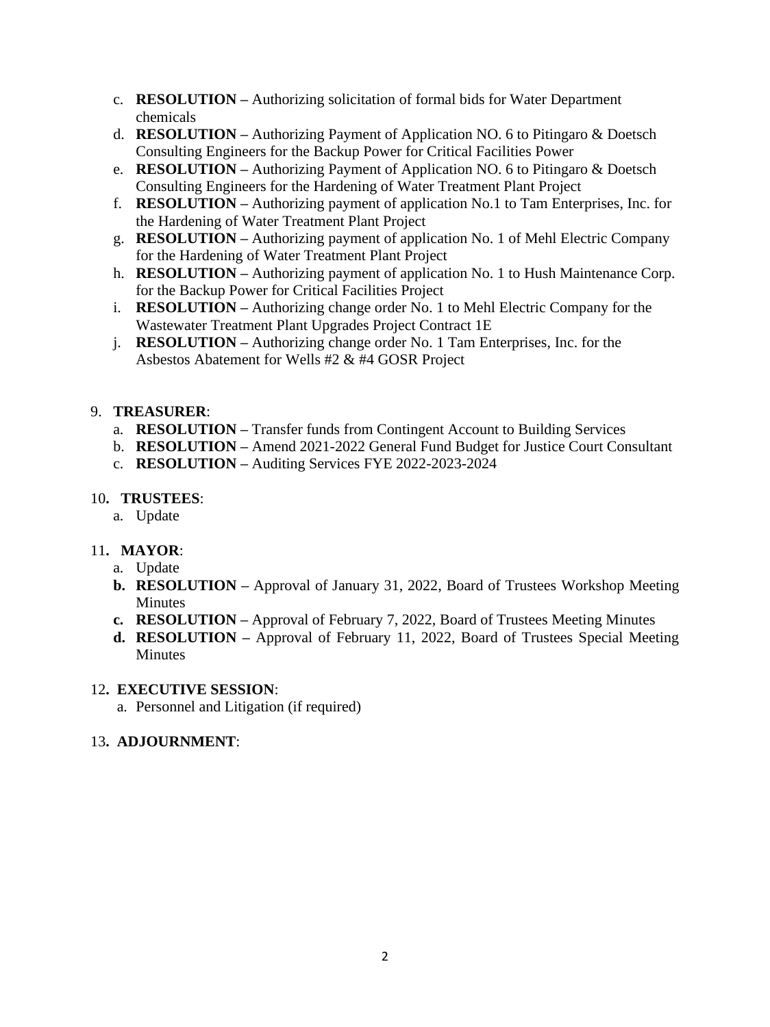c. **RESOLUTION –** Authorizing solicitation of formal bids for Water Department chemicals
d. **RESOLUTION –** Authorizing Payment of Application NO. 6 to Pitingaro & Doetsch Consulting Engineers for the Backup Power for Critical Facilities Power
e. **RESOLUTION –** Authorizing Payment of Application NO. 6 to Pitingaro & Doetsch Consulting Engineers for the Hardening of Water Treatment Plant Project
f. **RESOLUTION –** Authorizing payment of application No.1 to Tam Enterprises, Inc. for the Hardening of Water Treatment Plant Project
g. **RESOLUTION –** Authorizing payment of application No. 1 of Mehl Electric Company for the Hardening of Water Treatment Plant Project
h. **RESOLUTION –** Authorizing payment of application No. 1 to Hush Maintenance Corp. for the Backup Power for Critical Facilities Project
i. **RESOLUTION –** Authorizing change order No. 1 to Mehl Electric Company for the Wastewater Treatment Plant Upgrades Project Contract 1E
j. **RESOLUTION –** Authorizing change order No. 1 Tam Enterprises, Inc. for the Asbestos Abatement for Wells #2 & #4 GOSR Project

9. **TREASURER**:
   a. **RESOLUTION –** Transfer funds from Contingent Account to Building Services
   b. **RESOLUTION –** Amend 2021-2022 General Fund Budget for Justice Court Consultant
   c. **RESOLUTION –** Auditing Services FYE 2022-2023-2024

10. **TRUSTEES**:
    a. Update

11. **MAYOR**:
    a. Update
    **b. RESOLUTION –** Approval of January 31, 2022, Board of Trustees Workshop Meeting Minutes
    **c. RESOLUTION –** Approval of February 7, 2022, Board of Trustees Meeting Minutes
    **d. RESOLUTION –** Approval of February 11, 2022, Board of Trustees Special Meeting Minutes

12. **EXECUTIVE SESSION**:
    a. Personnel and Litigation (if required)

13. **ADJOURNMENT**: